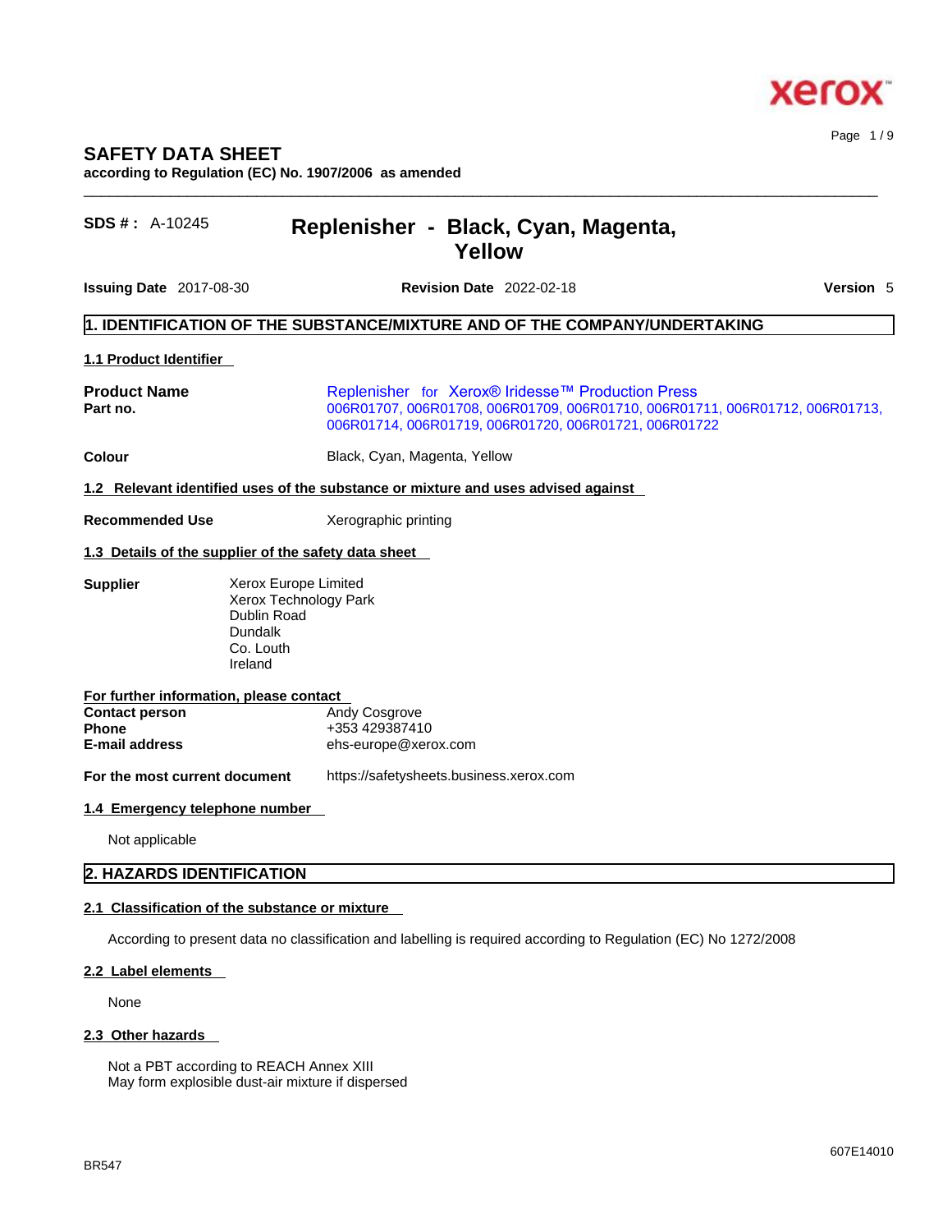# SAFETY DATA SHEET

**according to Regulation (EC) No. 1907/2006 as amended**

**SDS # :** A-10245

## Replenisher - Black, Cyan, Magenta, Yellow

**Issuing Date** 2017-08-30 **Revision Date** 2022-02-18 **Version** 5

## 1. IDENTIFICATION OF THE SUBSTANCE/MIXTURE AND OF THE COMPANY/UNDERTAKING

### 1.1 Product Identifier

**Product Name** Replenisher for Xerox® Iridesse™ Production Press

**Part no.** 006R01707, 006R01708, 006R01709, 006R01710, 006R01711, 006R01712, 006R01713, 006R01714, 006R01719, 006R01720, 006R01721, 006R01722

**Colour** Black, Cyan, Magenta, Yellow

### 1.2 Relevant identified uses of the substance or mixture and uses advised against

**Recommended Use** Xerographic printing

### 1.3 Details of the supplier of the safety data sheet

**Supplier**
Xerox Europe Limited
Xerox Technology Park
Dublin Road
Dundalk
Co. Louth
Ireland

**For further information, please contact**

**Contact person** Andy Cosgrove
**Phone** +353 429387410
**E-mail address** ehs-europe@xerox.com

**For the most current document** https://safetysheets.business.xerox.com

### 1.4 Emergency telephone number

Not applicable

## 2. HAZARDS IDENTIFICATION

### 2.1 Classification of the substance or mixture

According to present data no classification and labelling is required according to Regulation (EC) No 1272/2008

### 2.2 Label elements

None

### 2.3 Other hazards

Not a PBT according to REACH Annex XIII
May form explosible dust-air mixture if dispersed

BR547

607E14010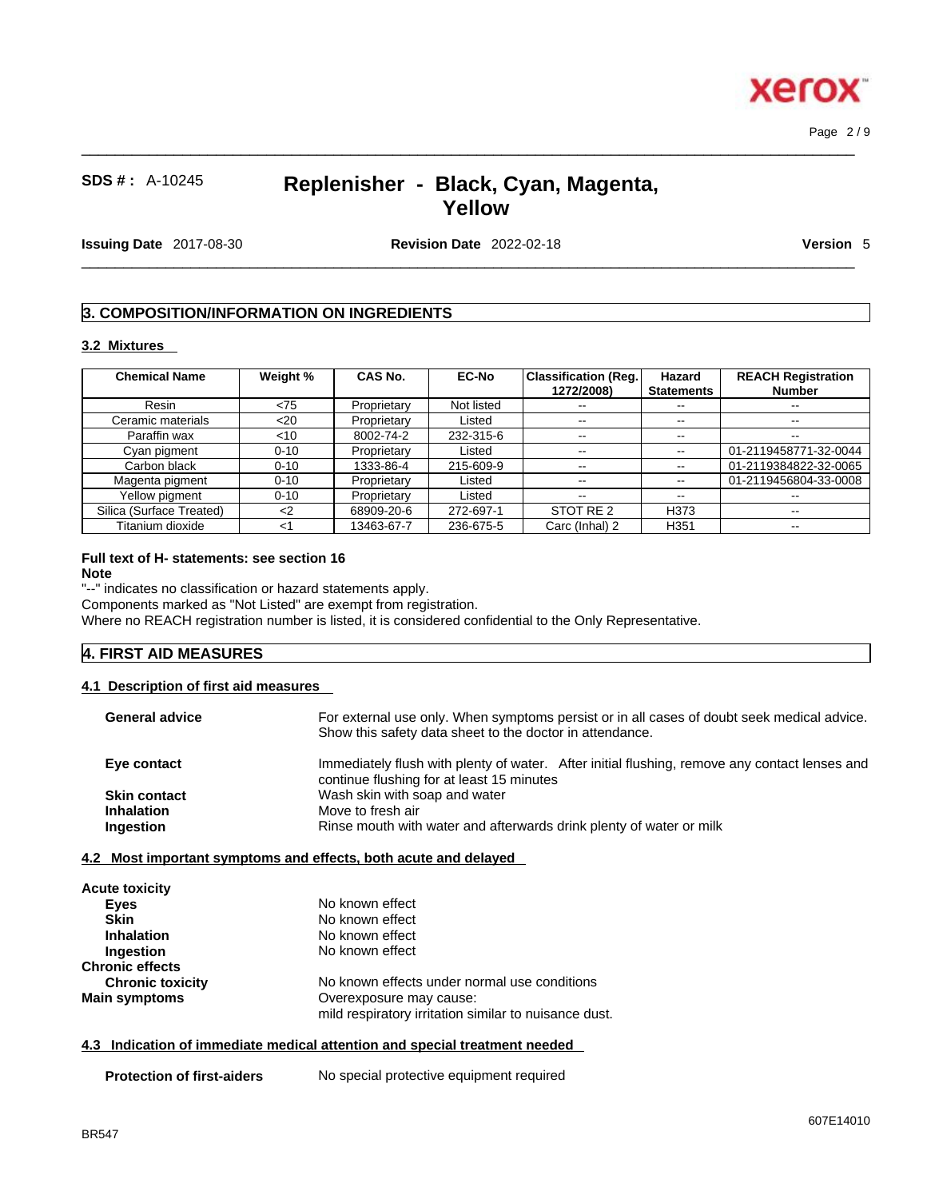## 3. COMPOSITION/INFORMATION ON INGREDIENTS

### 3.2 Mixtures

| Chemical Name | Weight % | CAS No. | EC-No | Classification (Reg. 1272/2008) | Hazard Statements | REACH Registration Number |
|---|---|---|---|---|---|---|
| Resin | <75 | Proprietary | Not listed | -- | -- | -- |
| Ceramic materials | <20 | Proprietary | Listed | -- | -- | -- |
| Paraffin wax | <10 | 8002-74-2 | 232-315-6 | -- | -- | -- |
| Cyan pigment | 0-10 | Proprietary | Listed | -- | -- | 01-2119458771-32-0044 |
| Carbon black | 0-10 | 1333-86-4 | 215-609-9 | -- | -- | 01-2119384822-32-0065 |
| Magenta pigment | 0-10 | Proprietary | Listed | -- | -- | 01-2119456804-33-0008 |
| Yellow pigment | 0-10 | Proprietary | Listed | -- | -- | -- |
| Silica (Surface Treated) | <2 | 68909-20-6 | 272-697-1 | STOT RE 2 | H373 | -- |
| Titanium dioxide | <1 | 13463-67-7 | 236-675-5 | Carc (Inhal) 2 | H351 | -- |

**Full text of H- statements: see section 16**

**Note**

"--" indicates no classification or hazard statements apply.

Components marked as "Not Listed" are exempt from registration.

Where no REACH registration number is listed, it is considered confidential to the Only Representative.

## 4. FIRST AID MEASURES

### 4.1 Description of first aid measures

**General advice** For external use only. When symptoms persist or in all cases of doubt seek medical advice. Show this safety data sheet to the doctor in attendance.

**Eye contact** Immediately flush with plenty of water. After initial flushing, remove any contact lenses and continue flushing for at least 15 minutes

**Skin contact** Wash skin with soap and water

**Inhalation** Move to fresh air

**Ingestion** Rinse mouth with water and afterwards drink plenty of water or milk

### 4.2 Most important symptoms and effects, both acute and delayed

**Acute toxicity**

**Eyes** No known effect

**Skin** No known effect

**Inhalation** No known effect

**Ingestion** No known effect

**Chronic effects**

**Chronic toxicity** No known effects under normal use conditions

**Main symptoms** Overexposure may cause:
mild respiratory irritation similar to nuisance dust.

### 4.3 Indication of immediate medical attention and special treatment needed

**Protection of first-aiders** No special protective equipment required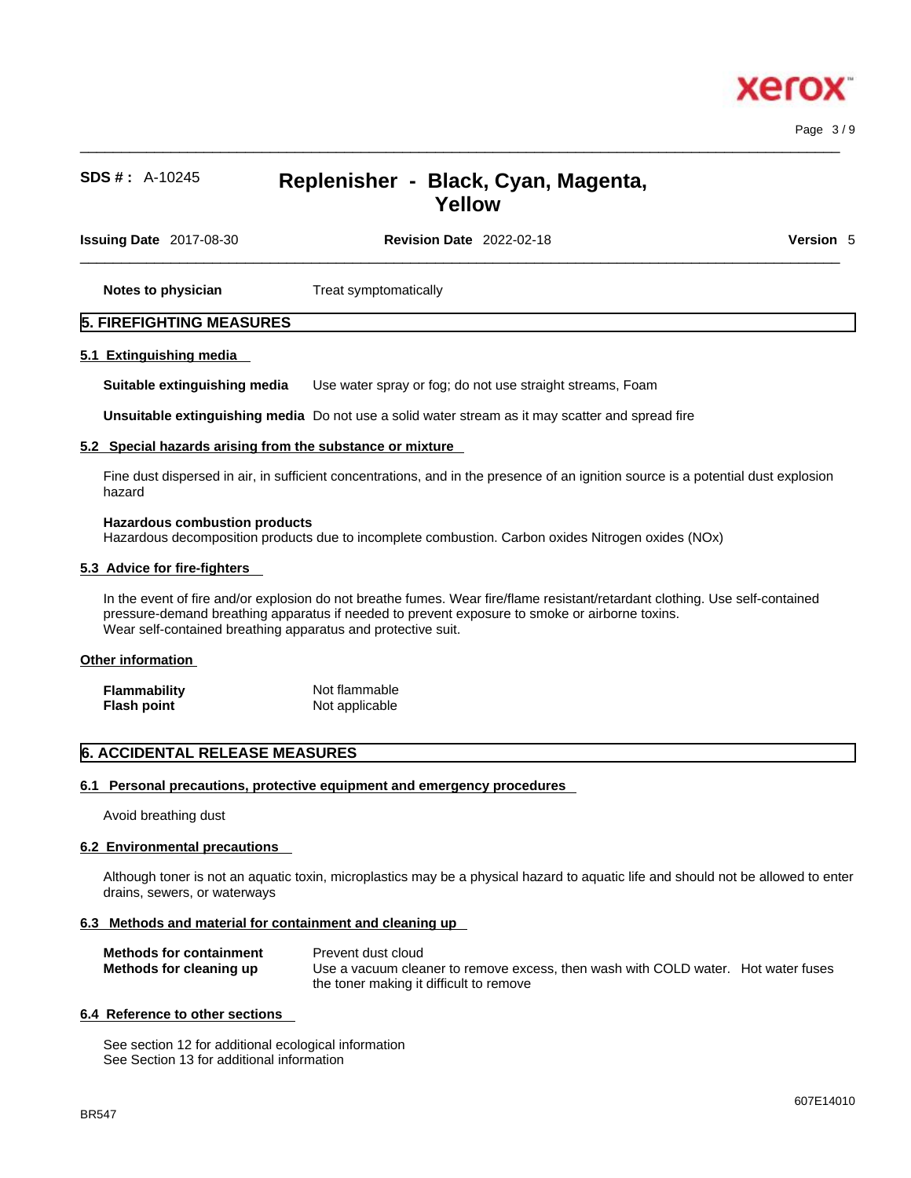**Notes to physician** Treat symptomatically

## 5. FIREFIGHTING MEASURES

### 5.1 Extinguishing media

**Suitable extinguishing media** Use water spray or fog; do not use straight streams, Foam

**Unsuitable extinguishing media** Do not use a solid water stream as it may scatter and spread fire

### 5.2 Special hazards arising from the substance or mixture

Fine dust dispersed in air, in sufficient concentrations, and in the presence of an ignition source is a potential dust explosion hazard

**Hazardous combustion products**
Hazardous decomposition products due to incomplete combustion. Carbon oxides Nitrogen oxides (NOx)

### 5.3 Advice for fire-fighters

In the event of fire and/or explosion do not breathe fumes. Wear fire/flame resistant/retardant clothing. Use self-contained pressure-demand breathing apparatus if needed to prevent exposure to smoke or airborne toxins.
Wear self-contained breathing apparatus and protective suit.

### Other information

| | |
|---|---|
| **Flammability** | Not flammable |
| **Flash point** | Not applicable |

## 6. ACCIDENTAL RELEASE MEASURES

### 6.1 Personal precautions, protective equipment and emergency procedures

Avoid breathing dust

### 6.2 Environmental precautions

Although toner is not an aquatic toxin, microplastics may be a physical hazard to aquatic life and should not be allowed to enter drains, sewers, or waterways

### 6.3 Methods and material for containment and cleaning up

| | |
|---|---|
| **Methods for containment** | Prevent dust cloud |
| **Methods for cleaning up** | Use a vacuum cleaner to remove excess, then wash with COLD water. Hot water fuses the toner making it difficult to remove |

### 6.4 Reference to other sections

See section 12 for additional ecological information
See Section 13 for additional information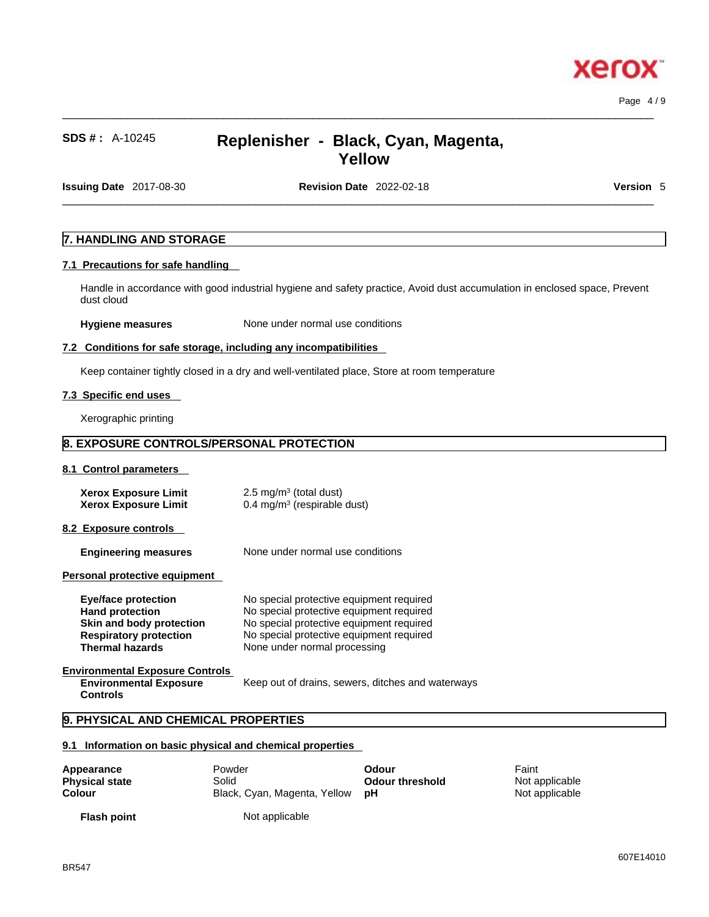## 7. HANDLING AND STORAGE

### 7.1 Precautions for safe handling

Handle in accordance with good industrial hygiene and safety practice, Avoid dust accumulation in enclosed space, Prevent dust cloud

**Hygiene measures** None under normal use conditions

### 7.2 Conditions for safe storage, including any incompatibilities

Keep container tightly closed in a dry and well-ventilated place, Store at room temperature

### 7.3 Specific end uses

Xerographic printing

## 8. EXPOSURE CONTROLS/PERSONAL PROTECTION

### 8.1 Control parameters

| | |
|---|---|
| **Xerox Exposure Limit** | 2.5 mg/m³ (total dust) |
| **Xerox Exposure Limit** | 0.4 mg/m³ (respirable dust) |

### 8.2 Exposure controls

**Engineering measures** None under normal use conditions

**Personal protective equipment**

| | |
|---|---|
| **Eye/face protection** | No special protective equipment required |
| **Hand protection** | No special protective equipment required |
| **Skin and body protection** | No special protective equipment required |
| **Respiratory protection** | No special protective equipment required |
| **Thermal hazards** | None under normal processing |

**Environmental Exposure Controls**

**Environmental Exposure Controls** Keep out of drains, sewers, ditches and waterways

## 9. PHYSICAL AND CHEMICAL PROPERTIES

### 9.1 Information on basic physical and chemical properties

| | | | |
|---|---|---|---|
| **Appearance** | Powder | **Odour** | Faint |
| **Physical state** | Solid | **Odour threshold** | Not applicable |
| **Colour** | Black, Cyan, Magenta, Yellow | **pH** | Not applicable |

**Flash point** Not applicable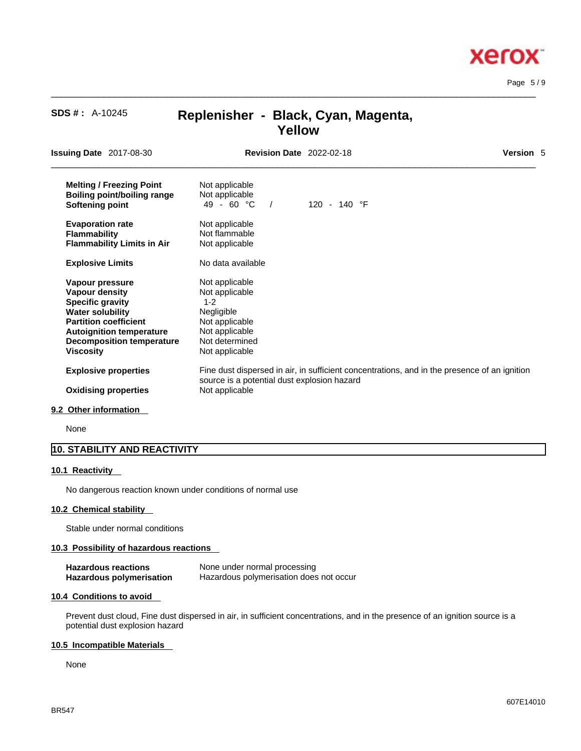| | |
|---|---|
| **Melting / Freezing Point** | Not applicable |
| **Boiling point/boiling range** | Not applicable |
| **Softening point** | 49 - 60 °C / 120 - 140 °F |
| **Evaporation rate** | Not applicable |
| **Flammability** | Not flammable |
| **Flammability Limits in Air** | Not applicable |
| **Explosive Limits** | No data available |
| **Vapour pressure** | Not applicable |
| **Vapour density** | Not applicable |
| **Specific gravity** | 1-2 |
| **Water solubility** | Negligible |
| **Partition coefficient** | Not applicable |
| **Autoignition temperature** | Not applicable |
| **Decomposition temperature** | Not determined |
| **Viscosity** | Not applicable |
| **Explosive properties** | Fine dust dispersed in air, in sufficient concentrations, and in the presence of an ignition source is a potential dust explosion hazard |
| **Oxidising properties** | Not applicable |

### 9.2 Other information

None

## 10. STABILITY AND REACTIVITY

### 10.1 Reactivity

No dangerous reaction known under conditions of normal use

### 10.2 Chemical stability

Stable under normal conditions

### 10.3 Possibility of hazardous reactions

| | |
|---|---|
| **Hazardous reactions** | None under normal processing |
| **Hazardous polymerisation** | Hazardous polymerisation does not occur |

### 10.4 Conditions to avoid

Prevent dust cloud, Fine dust dispersed in air, in sufficient concentrations, and in the presence of an ignition source is a potential dust explosion hazard

### 10.5 Incompatible Materials

None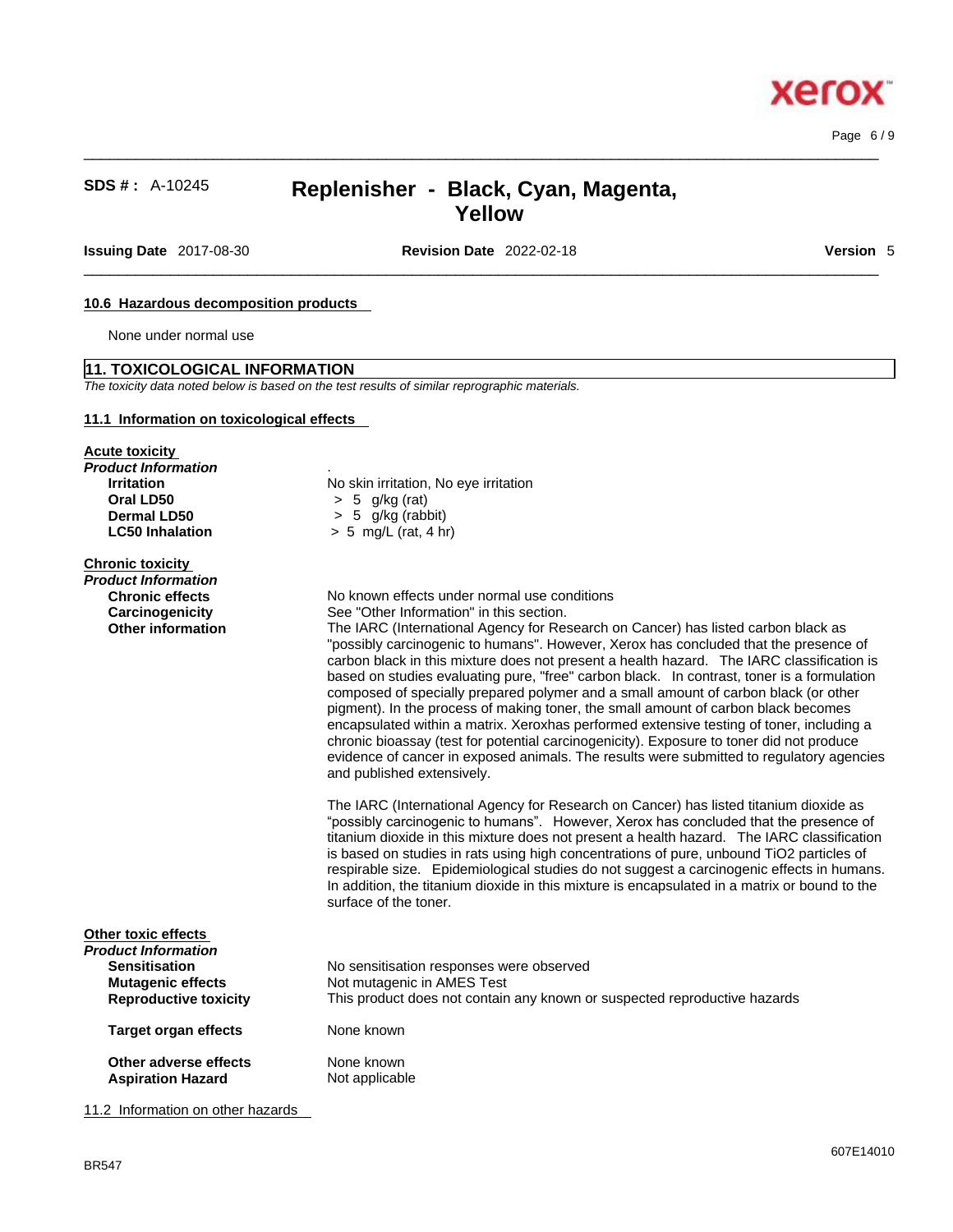### 10.6 Hazardous decomposition products

None under normal use

## 11. TOXICOLOGICAL INFORMATION

*The toxicity data noted below is based on the test results of similar reprographic materials.*

### 11.1 Information on toxicological effects

**Acute toxicity**

***Product Information*** .

| | |
|---|---|
| **Irritation** | No skin irritation, No eye irritation |
| **Oral LD50** | > 5 g/kg (rat) |
| **Dermal LD50** | > 5 g/kg (rabbit) |
| **LC50 Inhalation** | > 5 mg/L (rat, 4 hr) |

**Chronic toxicity**

***Product Information***

**Chronic effects**: No known effects under normal use conditions

**Carcinogenicity**: See "Other Information" in this section.

**Other information**: The IARC (International Agency for Research on Cancer) has listed carbon black as "possibly carcinogenic to humans". However, Xerox has concluded that the presence of carbon black in this mixture does not present a health hazard. The IARC classification is based on studies evaluating pure, "free" carbon black. In contrast, toner is a formulation composed of specially prepared polymer and a small amount of carbon black (or other pigment). In the process of making toner, the small amount of carbon black becomes encapsulated within a matrix. Xeroxhas performed extensive testing of toner, including a chronic bioassay (test for potential carcinogenicity). Exposure to toner did not produce evidence of cancer in exposed animals. The results were submitted to regulatory agencies and published extensively.

The IARC (International Agency for Research on Cancer) has listed titanium dioxide as "possibly carcinogenic to humans". However, Xerox has concluded that the presence of titanium dioxide in this mixture does not present a health hazard. The IARC classification is based on studies in rats using high concentrations of pure, unbound TiO2 particles of respirable size. Epidemiological studies do not suggest a carcinogenic effects in humans. In addition, the titanium dioxide in this mixture is encapsulated in a matrix or bound to the surface of the toner.

**Other toxic effects**

***Product Information***

| | |
|---|---|
| **Sensitisation** | No sensitisation responses were observed |
| **Mutagenic effects** | Not mutagenic in AMES Test |
| **Reproductive toxicity** | This product does not contain any known or suspected reproductive hazards |
| **Target organ effects** | None known |
| **Other adverse effects** | None known |
| **Aspiration Hazard** | Not applicable |

11.2 Information on other hazards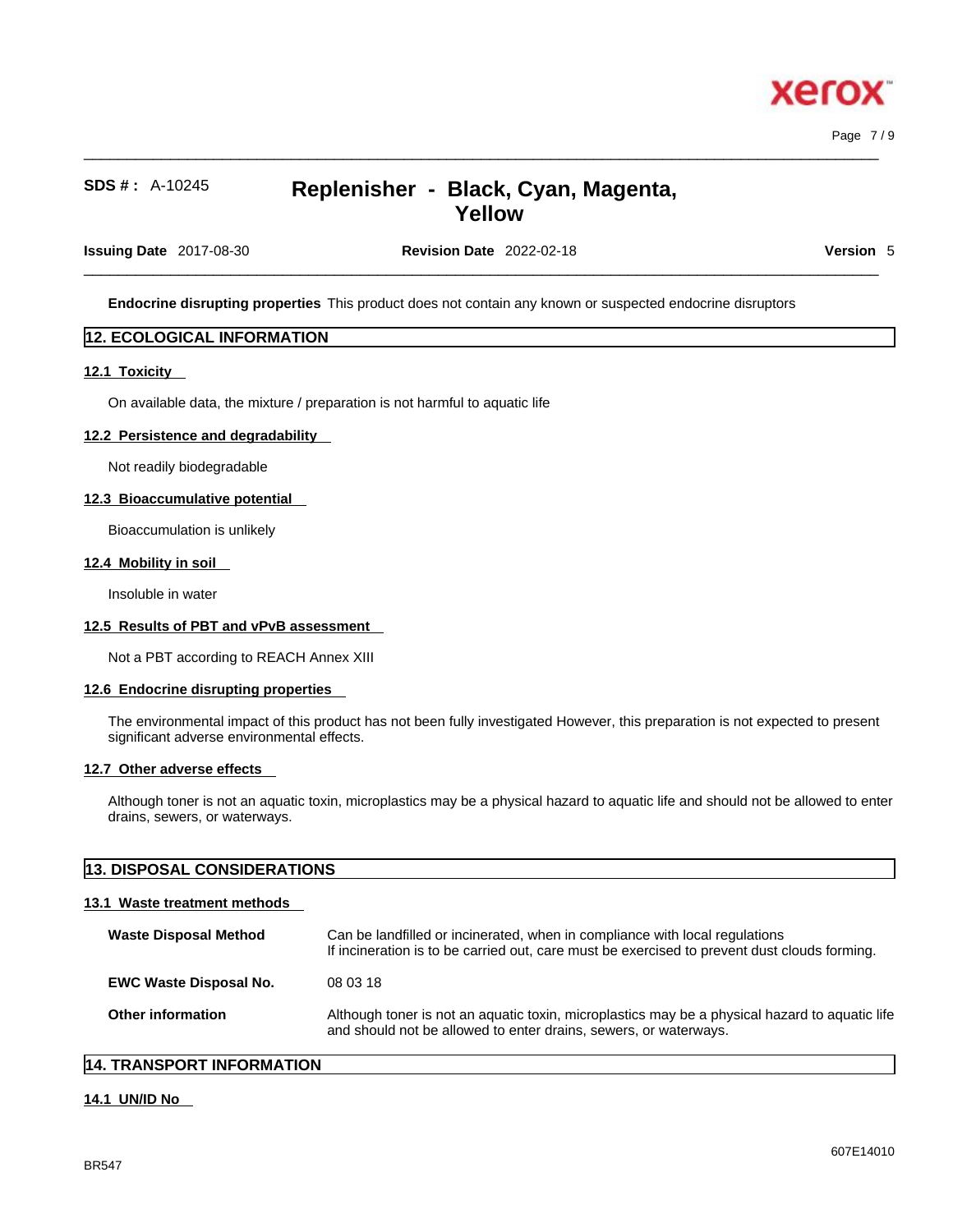**Endocrine disrupting properties** This product does not contain any known or suspected endocrine disruptors

## 12. ECOLOGICAL INFORMATION

### 12.1 Toxicity

On available data, the mixture / preparation is not harmful to aquatic life

### 12.2 Persistence and degradability

Not readily biodegradable

### 12.3 Bioaccumulative potential

Bioaccumulation is unlikely

### 12.4 Mobility in soil

Insoluble in water

### 12.5 Results of PBT and vPvB assessment

Not a PBT according to REACH Annex XIII

### 12.6 Endocrine disrupting properties

The environmental impact of this product has not been fully investigated However, this preparation is not expected to present significant adverse environmental effects.

### 12.7 Other adverse effects

Although toner is not an aquatic toxin, microplastics may be a physical hazard to aquatic life and should not be allowed to enter drains, sewers, or waterways.

## 13. DISPOSAL CONSIDERATIONS

### 13.1 Waste treatment methods

| | |
|---|---|
| **Waste Disposal Method** | Can be landfilled or incinerated, when in compliance with local regulations<br>If incineration is to be carried out, care must be exercised to prevent dust clouds forming. |
| **EWC Waste Disposal No.** | 08 03 18 |
| **Other information** | Although toner is not an aquatic toxin, microplastics may be a physical hazard to aquatic life and should not be allowed to enter drains, sewers, or waterways. |

## 14. TRANSPORT INFORMATION

### 14.1 UN/ID No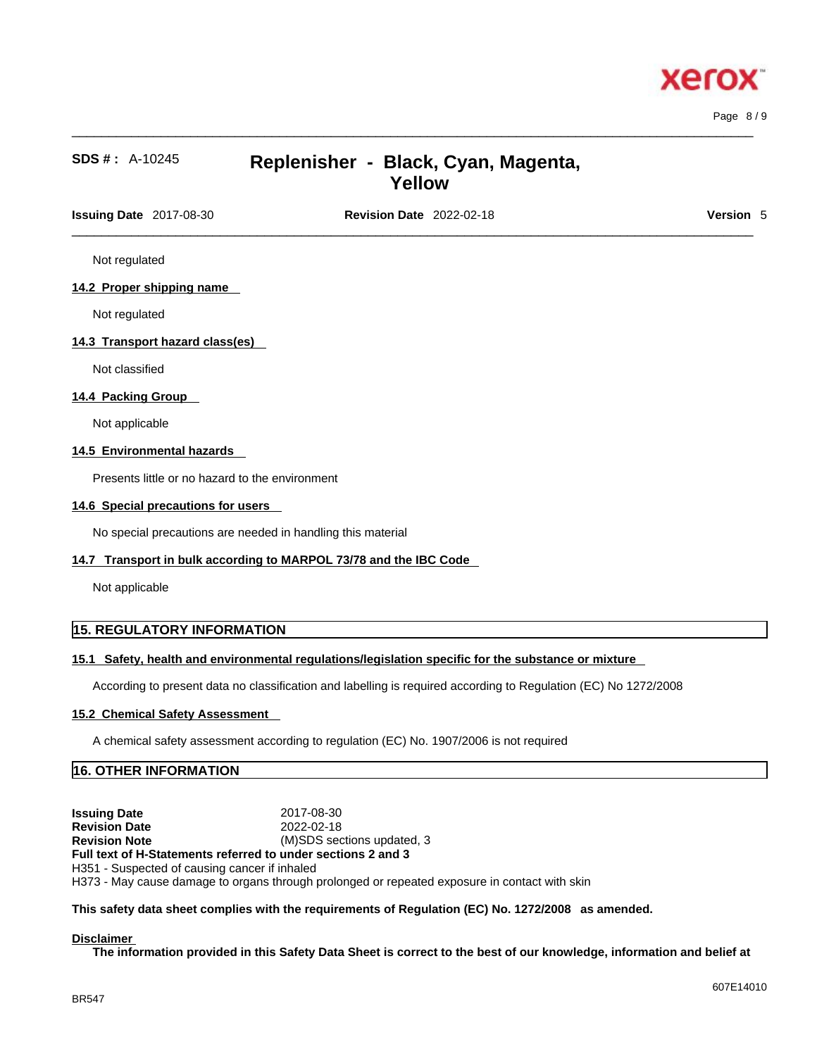Not regulated

### 14.2 Proper shipping name

Not regulated

### 14.3 Transport hazard class(es)

Not classified

### 14.4 Packing Group

Not applicable

### 14.5 Environmental hazards

Presents little or no hazard to the environment

### 14.6 Special precautions for users

No special precautions are needed in handling this material

### 14.7 Transport in bulk according to MARPOL 73/78 and the IBC Code

Not applicable

## 15. REGULATORY INFORMATION

### 15.1 Safety, health and environmental regulations/legislation specific for the substance or mixture

According to present data no classification and labelling is required according to Regulation (EC) No 1272/2008

### 15.2 Chemical Safety Assessment

A chemical safety assessment according to regulation (EC) No. 1907/2006 is not required

## 16. OTHER INFORMATION

**Issuing Date** 2017-08-30
**Revision Date** 2022-02-18
**Revision Note** (M)SDS sections updated, 3
**Full text of H-Statements referred to under sections 2 and 3**
H351 - Suspected of causing cancer if inhaled
H373 - May cause damage to organs through prolonged or repeated exposure in contact with skin

**This safety data sheet complies with the requirements of Regulation (EC) No. 1272/2008 as amended.**

**Disclaimer**

**The information provided in this Safety Data Sheet is correct to the best of our knowledge, information and belief at**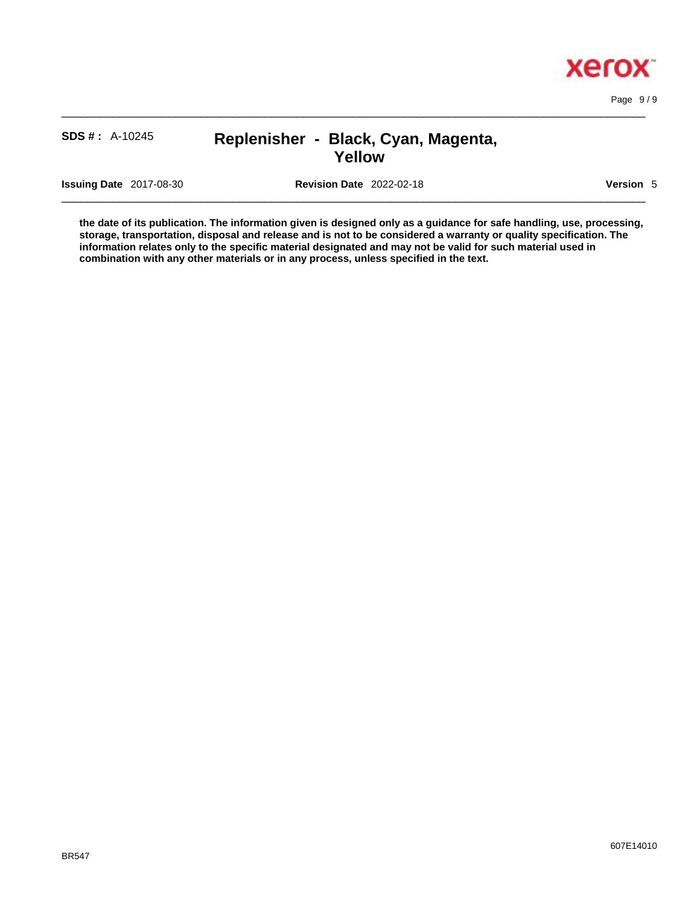**the date of its publication. The information given is designed only as a guidance for safe handling, use, processing, storage, transportation, disposal and release and is not to be considered a warranty or quality specification. The information relates only to the specific material designated and may not be valid for such material used in combination with any other materials or in any process, unless specified in the text.**